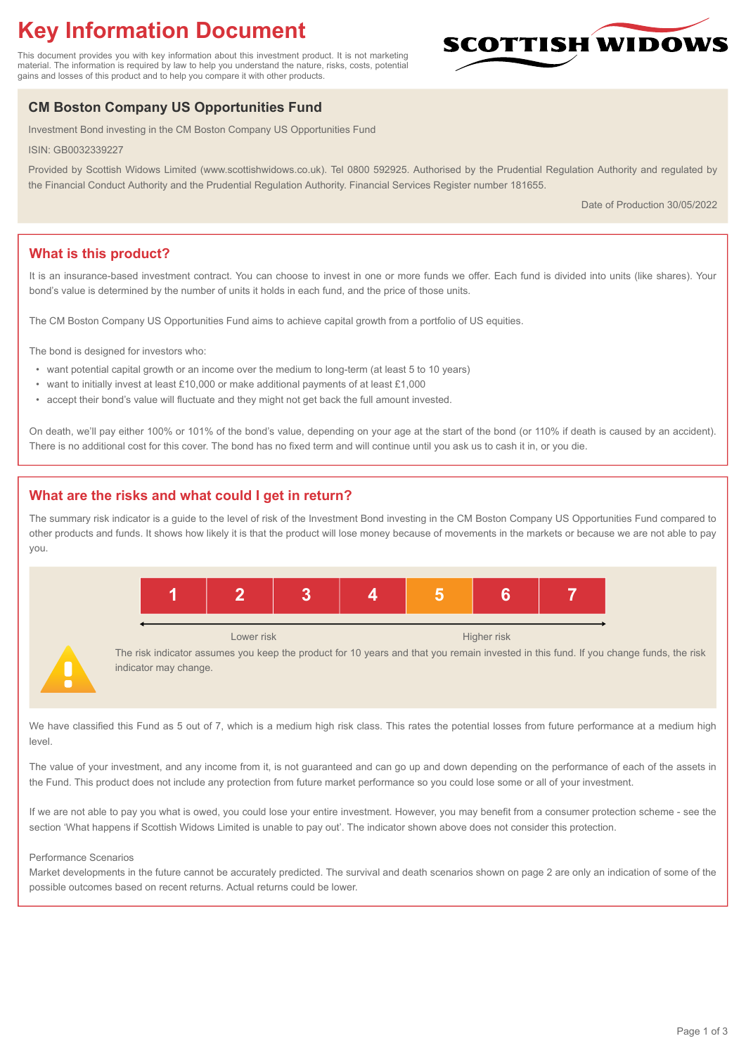# Key Information Document

This document provides you with key information about this investment product. It is not marketing material. The information is required by law to help you understand the nature, risks, costs, potential gains and losses of this product and to help you compare it with other products.

SCOTTISH WIDOWS

## CM Boston Company US Opportunities Fund

Investment Bond investing in the CM Boston Company US Opportunities Fund

ISIN: GB0032339227

Provided by Scottish Widows Limited (www.scottishwidows.co.uk). Tel 0800 592925. Authorised by the Prudential Regulation Authority and regulated by the Financial Conduct Authority and the Prudential Regulation Authority. Financial Services Register number 181655.

Date of Production 30/05/2022

## What is this product?

It is an insurance-based investment contract. You can choose to invest in one or more funds we offer. Each fund is divided into units (like shares). Your bond's value is determined by the number of units it holds in each fund, and the price of those units.

The CM Boston Company US Opportunities Fund aims to achieve capital growth from a portfolio of US equities.

The bond is designed for investors who:

- want potential capital growth or an income over the medium to long-term (at least 5 to 10 years)
- want to initially invest at least £10,000 or make additional payments of at least £1,000
- accept their bond's value will fluctuate and they might not get back the full amount invested.

On death, we'll pay either 100% or 101% of the bond's value, depending on your age at the start of the bond (or 110% if death is caused by an accident). There is no additional cost for this cover. The bond has no fixed term and will continue until you ask us to cash it in, or you die.

## What are the risks and what could I get in return?

The summary risk indicator is a guide to the level of risk of the Investment Bond investing in the CM Boston Company US Opportunities Fund compared to other products and funds. It shows how likely it is that the product will lose money because of movements in the markets or because we are not able to pay you.

| 1 | 2 | 3 | 4 | **5** | 6 | 7 |
|---|---|---|---|---|---|---|

Lower risk — Higher risk

The risk indicator assumes you keep the product for 10 years and that you remain invested in this fund. If you change funds, the risk indicator may change.

We have classified this Fund as 5 out of 7, which is a medium high risk class. This rates the potential losses from future performance at a medium high level.

The value of your investment, and any income from it, is not guaranteed and can go up and down depending on the performance of each of the assets in the Fund. This product does not include any protection from future market performance so you could lose some or all of your investment.

If we are not able to pay you what is owed, you could lose your entire investment. However, you may benefit from a consumer protection scheme - see the section 'What happens if Scottish Widows Limited is unable to pay out'. The indicator shown above does not consider this protection.

Performance Scenarios

Market developments in the future cannot be accurately predicted. The survival and death scenarios shown on page 2 are only an indication of some of the possible outcomes based on recent returns. Actual returns could be lower.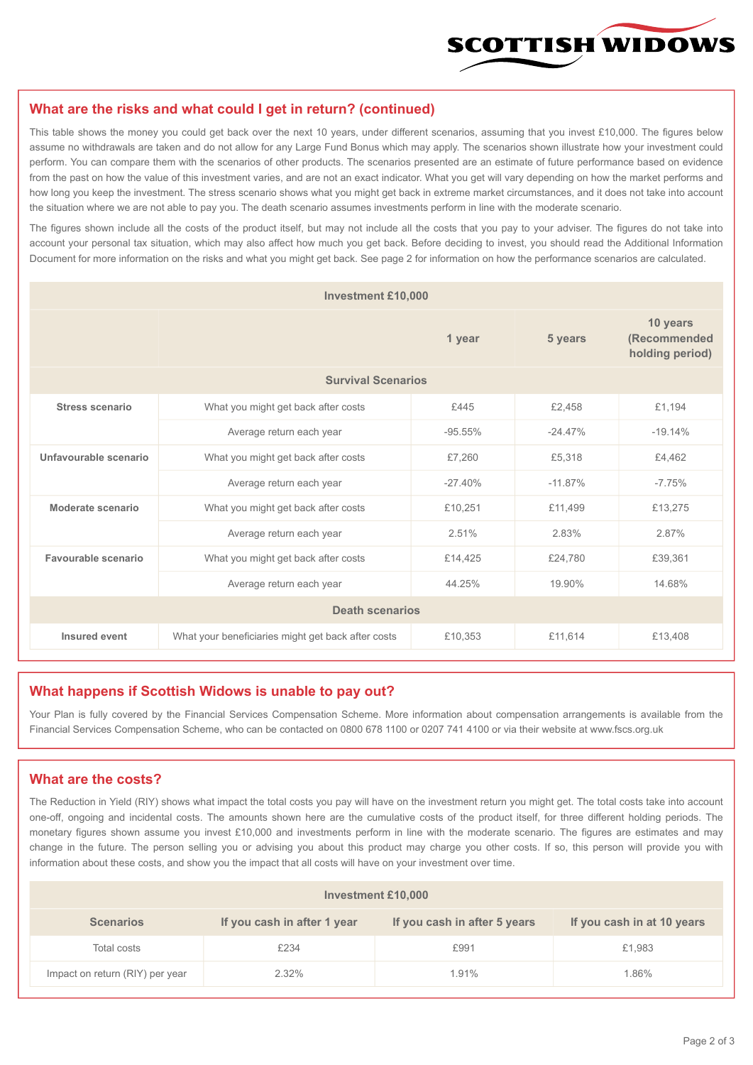## What are the risks and what could I get in return? (continued)

This table shows the money you could get back over the next 10 years, under different scenarios, assuming that you invest £10,000. The figures below assume no withdrawals are taken and do not allow for any Large Fund Bonus which may apply. The scenarios shown illustrate how your investment could perform. You can compare them with the scenarios of other products. The scenarios presented are an estimate of future performance based on evidence from the past on how the value of this investment varies, and are not an exact indicator. What you get will vary depending on how the market performs and how long you keep the investment. The stress scenario shows what you might get back in extreme market circumstances, and it does not take into account the situation where we are not able to pay you. The death scenario assumes investments perform in line with the moderate scenario.

The figures shown include all the costs of the product itself, but may not include all the costs that you pay to your adviser. The figures do not take into account your personal tax situation, which may also affect how much you get back. Before deciding to invest, you should read the Additional Information Document for more information on the risks and what you might get back. See page 2 for information on how the performance scenarios are calculated.

| Investment £10,000 | | | | |
|---|---|---|---|---|
| | | 1 year | 5 years | 10 years (Recommended holding period) |
| **Survival Scenarios** | | | | |
| **Stress scenario** | What you might get back after costs | £445 | £2,458 | £1,194 |
| | Average return each year | -95.55% | -24.47% | -19.14% |
| **Unfavourable scenario** | What you might get back after costs | £7,260 | £5,318 | £4,462 |
| | Average return each year | -27.40% | -11.87% | -7.75% |
| **Moderate scenario** | What you might get back after costs | £10,251 | £11,499 | £13,275 |
| | Average return each year | 2.51% | 2.83% | 2.87% |
| **Favourable scenario** | What you might get back after costs | £14,425 | £24,780 | £39,361 |
| | Average return each year | 44.25% | 19.90% | 14.68% |
| **Death scenarios** | | | | |
| **Insured event** | What your beneficiaries might get back after costs | £10,353 | £11,614 | £13,408 |

## What happens if Scottish Widows is unable to pay out?

Your Plan is fully covered by the Financial Services Compensation Scheme. More information about compensation arrangements is available from the Financial Services Compensation Scheme, who can be contacted on 0800 678 1100 or 0207 741 4100 or via their website at www.fscs.org.uk

## What are the costs?

The Reduction in Yield (RIY) shows what impact the total costs you pay will have on the investment return you might get. The total costs take into account one-off, ongoing and incidental costs. The amounts shown here are the cumulative costs of the product itself, for three different holding periods. The monetary figures shown assume you invest £10,000 and investments perform in line with the moderate scenario. The figures are estimates and may change in the future. The person selling you or advising you about this product may charge you other costs. If so, this person will provide you with information about these costs, and show you the impact that all costs will have on your investment over time.

| Investment £10,000 | | | |
|---|---|---|---|
| **Scenarios** | **If you cash in after 1 year** | **If you cash in after 5 years** | **If you cash in at 10 years** |
| Total costs | £234 | £991 | £1,983 |
| Impact on return (RIY) per year | 2.32% | 1.91% | 1.86% |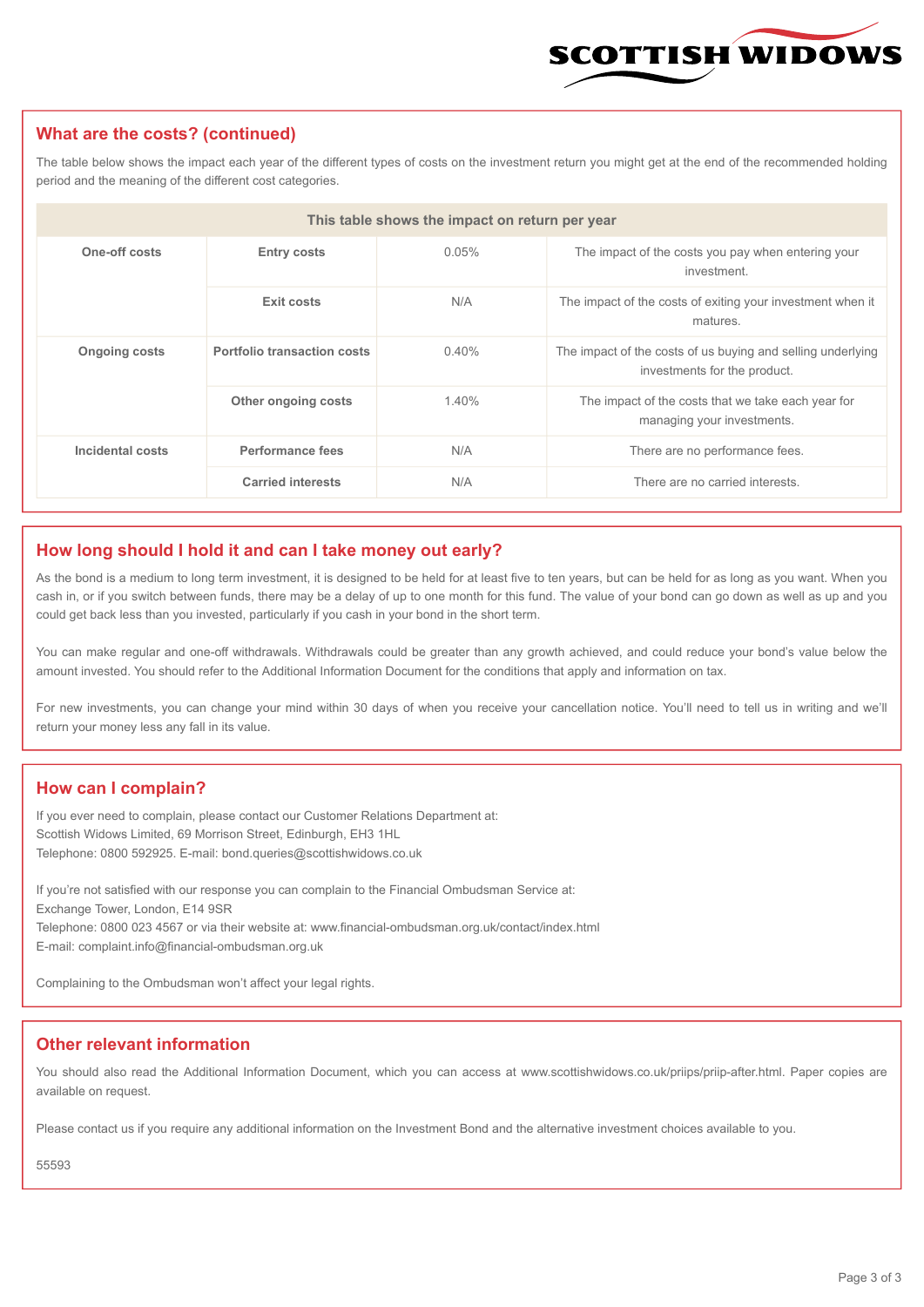## What are the costs? (continued)

The table below shows the impact each year of the different types of costs on the investment return you might get at the end of the recommended holding period and the meaning of the different cost categories.

| This table shows the impact on return per year | | | |
|---|---|---|---|
| **One-off costs** | **Entry costs** | 0.05% | The impact of the costs you pay when entering your investment. |
| | **Exit costs** | N/A | The impact of the costs of exiting your investment when it matures. |
| **Ongoing costs** | **Portfolio transaction costs** | 0.40% | The impact of the costs of us buying and selling underlying investments for the product. |
| | **Other ongoing costs** | 1.40% | The impact of the costs that we take each year for managing your investments. |
| **Incidental costs** | **Performance fees** | N/A | There are no performance fees. |
| | **Carried interests** | N/A | There are no carried interests. |

## How long should I hold it and can I take money out early?

As the bond is a medium to long term investment, it is designed to be held for at least five to ten years, but can be held for as long as you want. When you cash in, or if you switch between funds, there may be a delay of up to one month for this fund. The value of your bond can go down as well as up and you could get back less than you invested, particularly if you cash in your bond in the short term.

You can make regular and one-off withdrawals. Withdrawals could be greater than any growth achieved, and could reduce your bond's value below the amount invested. You should refer to the Additional Information Document for the conditions that apply and information on tax.

For new investments, you can change your mind within 30 days of when you receive your cancellation notice. You'll need to tell us in writing and we'll return your money less any fall in its value.

## How can I complain?

If you ever need to complain, please contact our Customer Relations Department at:
Scottish Widows Limited, 69 Morrison Street, Edinburgh, EH3 1HL
Telephone: 0800 592925. E-mail: bond.queries@scottishwidows.co.uk

If you're not satisfied with our response you can complain to the Financial Ombudsman Service at:
Exchange Tower, London, E14 9SR
Telephone: 0800 023 4567 or via their website at: www.financial-ombudsman.org.uk/contact/index.html
E-mail: complaint.info@financial-ombudsman.org.uk

Complaining to the Ombudsman won't affect your legal rights.

## Other relevant information

You should also read the Additional Information Document, which you can access at www.scottishwidows.co.uk/priips/priip-after.html. Paper copies are available on request.

Please contact us if you require any additional information on the Investment Bond and the alternative investment choices available to you.

55593